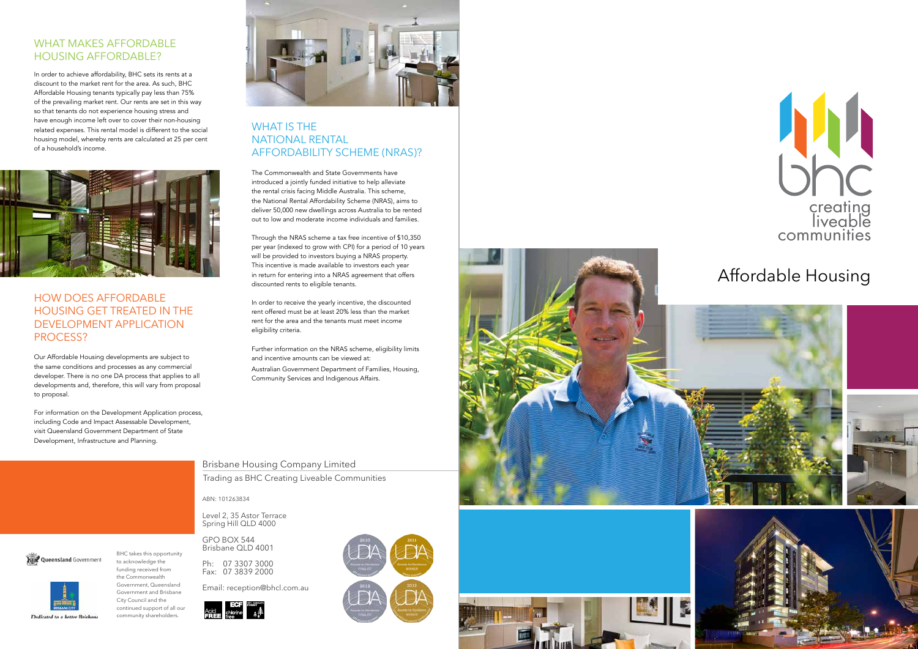## WHAT MAKES AFFORDABLE HOUSING AFFORDABLE?

In order to achieve affordability, BHC sets its rents at a discount to the market rent for the area. As such, BHC Affordable Housing tenants typically pay less than 75% of the prevailing market rent. Our rents are set in this way so that tenants do not experience housing stress and have enough income left over to cover their non-housing related expenses. This rental model is different to the social housing model, whereby rents are calculated at 25 per cent of a household's income.

## HOW DOES AFFORDABLE HOUSING GET TREATED IN THE DEVELOPMENT APPLICATION PROCESS?

Our Affordable Housing developments are subject to the same conditions and processes as any commercial developer. There is no one DA process that applies to all developments and, therefore, this will vary from proposal to proposal.

For information on the Development Application process, including Code and Impact Assessable Development, visit Queensland Government Department of State Development, Infrastructure and Planning.

## WHAT IS THE NATIONAL RENTAL AFFORDABILITY SCHEME (NRAS)?

The Commonwealth and State Governments have introduced a jointly funded initiative to help alleviate the rental crisis facing Middle Australia. This scheme, the National Rental Affordability Scheme (NRAS), aims to deliver 50,000 new dwellings across Australia to be rented out to low and moderate income individuals and families.

Through the NRAS scheme a tax free incentive of $10,350 per year (indexed to grow with CPI) for a period of 10 years will be provided to investors buying a NRAS property. This incentive is made available to investors each year in return for entering into a NRAS agreement that offers discounted rents to eligible tenants.

In order to receive the yearly incentive, the discounted rent offered must be at least 20% less than the market rent for the area and the tenants must meet income eligibility criteria.

Further information on the NRAS scheme, eligibility limits and incentive amounts can be viewed at:

Australian Government Department of Families, Housing, Community Services and Indigenous Affairs.

Queensland Government

BRISBANE CITY — Dedicated to a better Brisbane

BHC takes this opportunity to acknowledge the funding received from the Commonwealth Government, Queensland Government and Brisbane City Council and the continued support of all our community shareholders.

Brisbane Housing Company Limited

Trading as BHC Creating Liveable Communities

ABN: 101263834

Level 2, 35 Astor Terrace
Spring Hill QLD 4000

GPO BOX 544
Brisbane QLD 4001

Ph: 07 3307 3000
Fax: 07 3839 2000

Email: reception@bhcl.com.au

Acid FREE | ECF chlorine free

UDIA 2010 — Awards for Excellence FINALIST
UDIA 2011 — Awards for Excellence WINNER
UDIA 2012 — Awards for Excellence FINALIST
UDIA 2013 — Awards for Excellence WINNER

bhc creating liveable communities

# Affordable Housing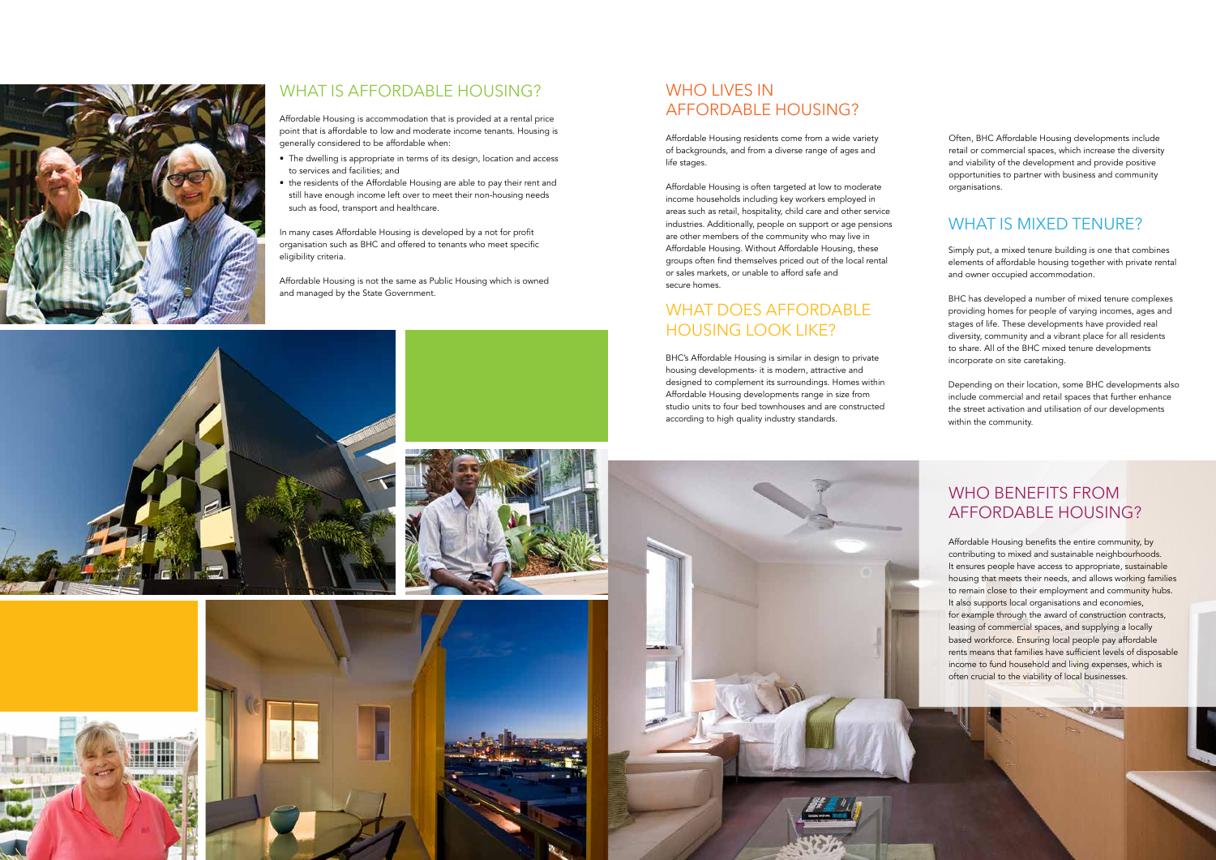## WHAT IS AFFORDABLE HOUSING?

Affordable Housing is accommodation that is provided at a rental price point that is affordable to low and moderate income tenants. Housing is generally considered to be affordable when:

- The dwelling is appropriate in terms of its design, location and access to services and facilities; and
- the residents of the Affordable Housing are able to pay their rent and still have enough income left over to meet their non-housing needs such as food, transport and healthcare.

In many cases Affordable Housing is developed by a not for profit organisation such as BHC and offered to tenants who meet specific eligibility criteria.

Affordable Housing is not the same as Public Housing which is owned and managed by the State Government.

## WHO LIVES IN AFFORDABLE HOUSING?

Affordable Housing residents come from a wide variety of backgrounds, and from a diverse range of ages and life stages.

Affordable Housing is often targeted at low to moderate income households including key workers employed in areas such as retail, hospitality, child care and other service industries. Additionally, people on support or age pensions are other members of the community who may live in Affordable Housing. Without Affordable Housing, these groups often find themselves priced out of the local rental or sales markets, or unable to afford safe and secure homes.

## WHAT DOES AFFORDABLE HOUSING LOOK LIKE?

BHC's Affordable Housing is similar in design to private housing developments- it is modern, attractive and designed to complement its surroundings. Homes within Affordable Housing developments range in size from studio units to four bed townhouses and are constructed according to high quality industry standards.

Often, BHC Affordable Housing developments include retail or commercial spaces, which increase the diversity and viability of the development and provide positive opportunities to partner with business and community organisations.

## WHAT IS MIXED TENURE?

Simply put, a mixed tenure building is one that combines elements of affordable housing together with private rental and owner occupied accommodation.

BHC has developed a number of mixed tenure complexes providing homes for people of varying incomes, ages and stages of life. These developments have provided real diversity, community and a vibrant place for all residents to share. All of the BHC mixed tenure developments incorporate on site caretaking.

Depending on their location, some BHC developments also include commercial and retail spaces that further enhance the street activation and utilisation of our developments within the community.

## WHO BENEFITS FROM AFFORDABLE HOUSING?

Affordable Housing benefits the entire community, by contributing to mixed and sustainable neighbourhoods. It ensures people have access to appropriate, sustainable housing that meets their needs, and allows working families to remain close to their employment and community hubs. It also supports local organisations and economies, for example through the award of construction contracts, leasing of commercial spaces, and supplying a locally based workforce. Ensuring local people pay affordable rents means that families have sufficient levels of disposable income to fund household and living expenses, which is often crucial to the viability of local businesses.